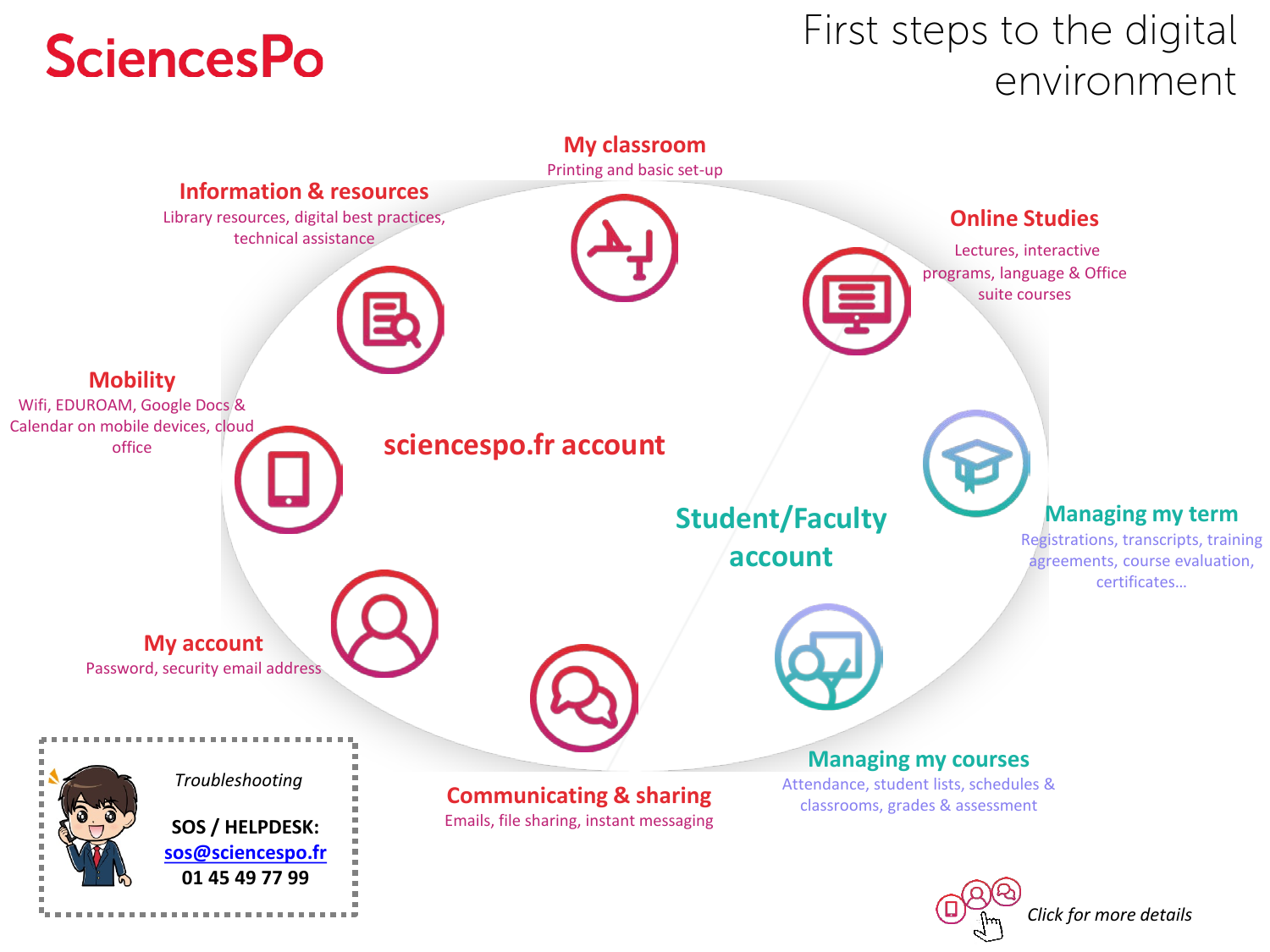# SciencesPo

# First steps to the digital environment

## sciencespo.fr account

### My classroom
Printing and basic set-up

### Information & resources
Library resources, digital best practices, technical assistance

### Online Studies
Lectures, interactive programs, language & Office suite courses

### Mobility
Wifi, EDUROAM, Google Docs & Calendar on mobile devices, cloud office

### My account
Password, security email address

### Communicating & sharing
Emails, file sharing, instant messaging

## Student/Faculty account

### Managing my term
Registrations, transcripts, training agreements, course evaluation, certificates…

### Managing my courses
Attendance, student lists, schedules & classrooms, grades & assessment

*Troubleshooting*

**SOS / HELPDESK:**
**sos@sciencespo.fr**
**01 45 49 77 99**

*Click for more details*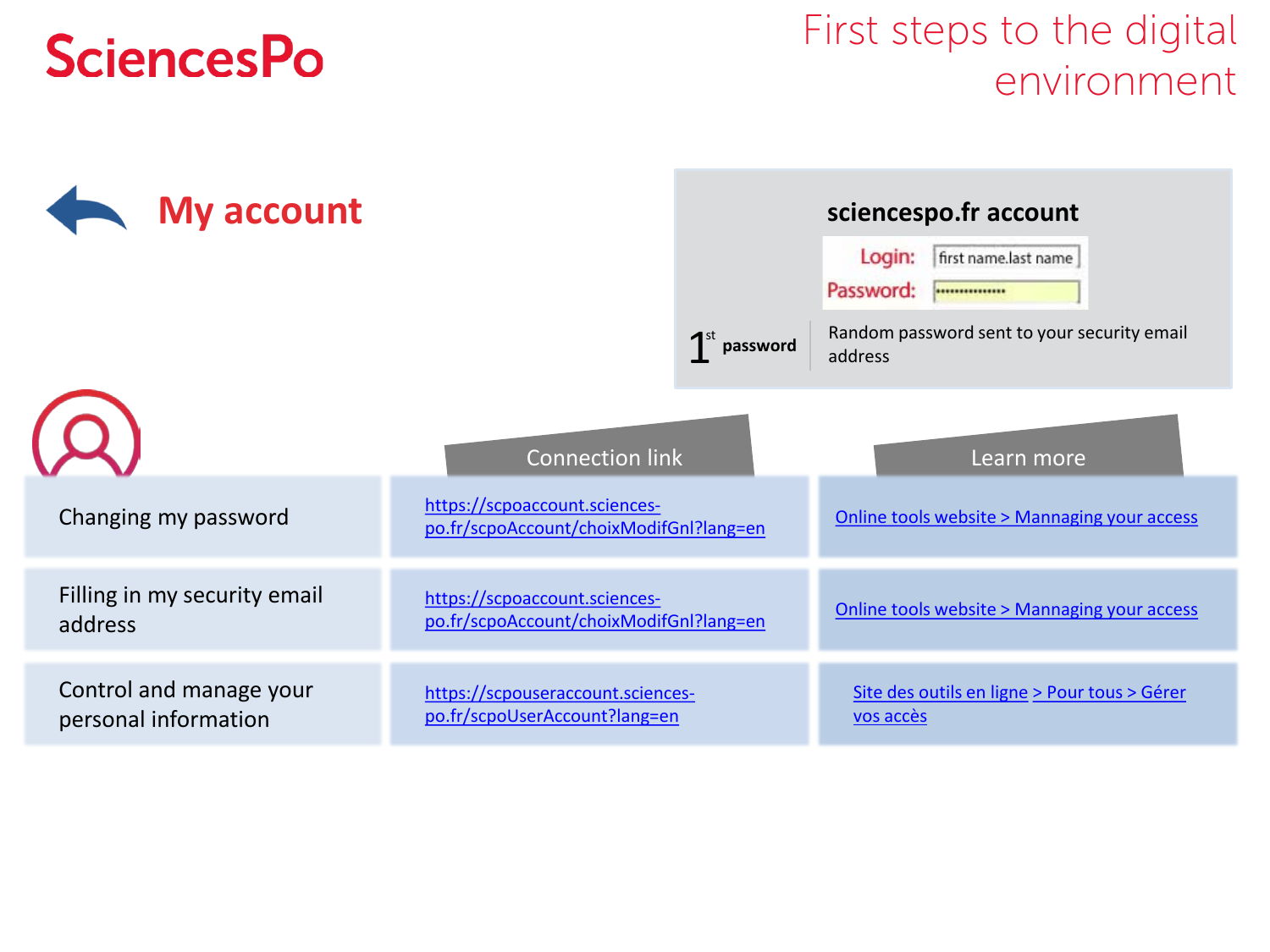# First steps to the digital environment

## My account

### sciencespo.fr account

Login: first name.last name

Password: 

| | |
|---|---|
| 1[st] password | Random password sent to your security email address |

| | Connection link | Learn more |
|---|---|---|
| Changing my password | https://scpoaccount.sciences-po.fr/scpoAccount/choixModifGnl?lang=en | Online tools website > Mannaging your access |
| Filling in my security email address | https://scpoaccount.sciences-po.fr/scpoAccount/choixModifGnl?lang=en | Online tools website > Mannaging your access |
| Control and manage your personal information | https://scpouseraccount.sciences-po.fr/scpoUserAccount?lang=en | Site des outils en ligne > Pour tous > Gérer vos accès |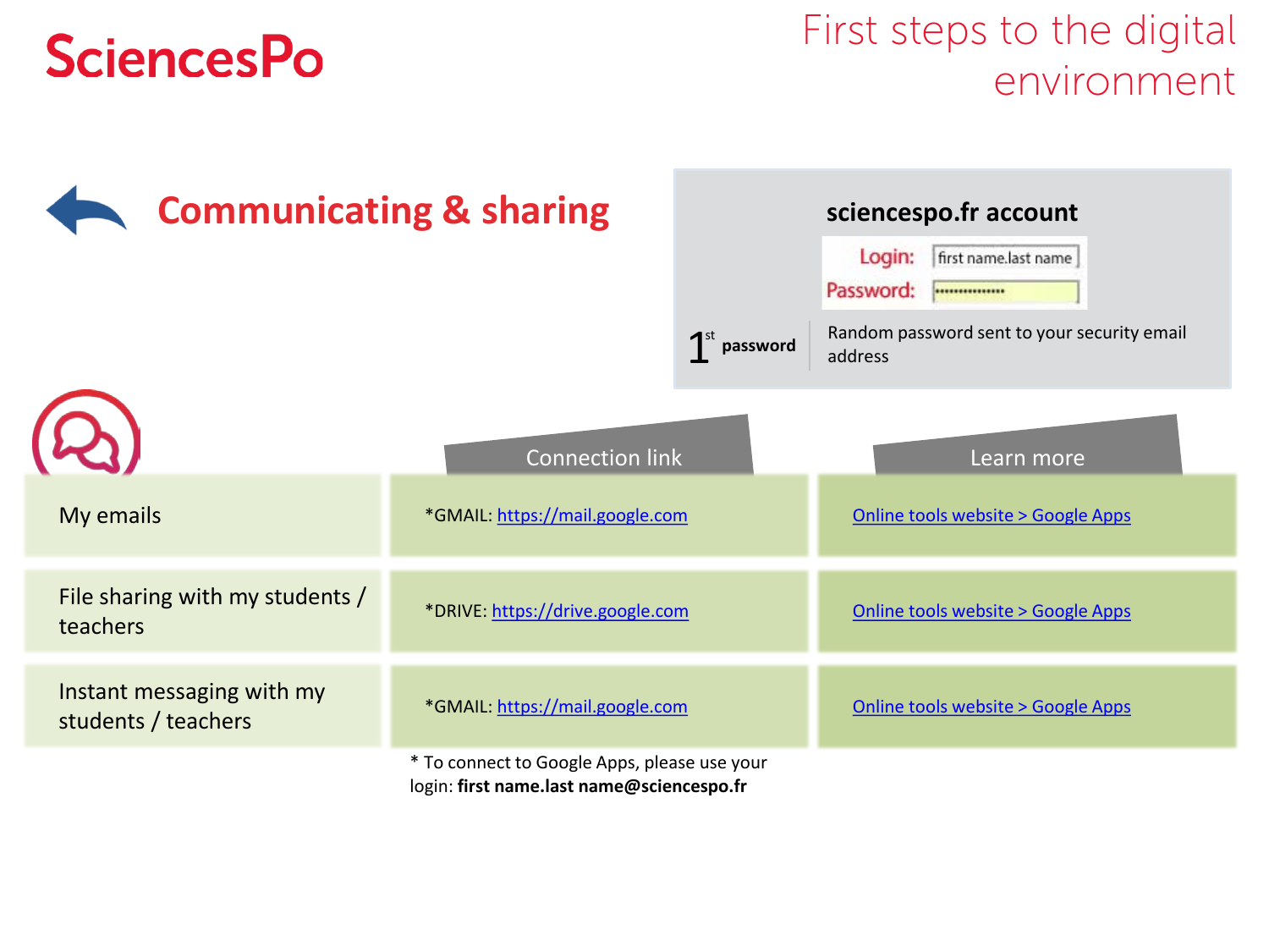# SciencesPo

## First steps to the digital environment

## Communicating & sharing

**sciencespo.fr account**

Login: first name.last name
Password: ••••••••••••••••

1[st] **password** | Random password sent to your security email address

| | Connection link | Learn more |
| --- | --- | --- |
| My emails | *GMAIL: https://mail.google.com | Online tools website > Google Apps |
| File sharing with my students / teachers | *DRIVE: https://drive.google.com | Online tools website > Google Apps |
| Instant messaging with my students / teachers | *GMAIL: https://mail.google.com | Online tools website > Google Apps |

* To connect to Google Apps, please use your login: **first name.last name@sciencespo.fr**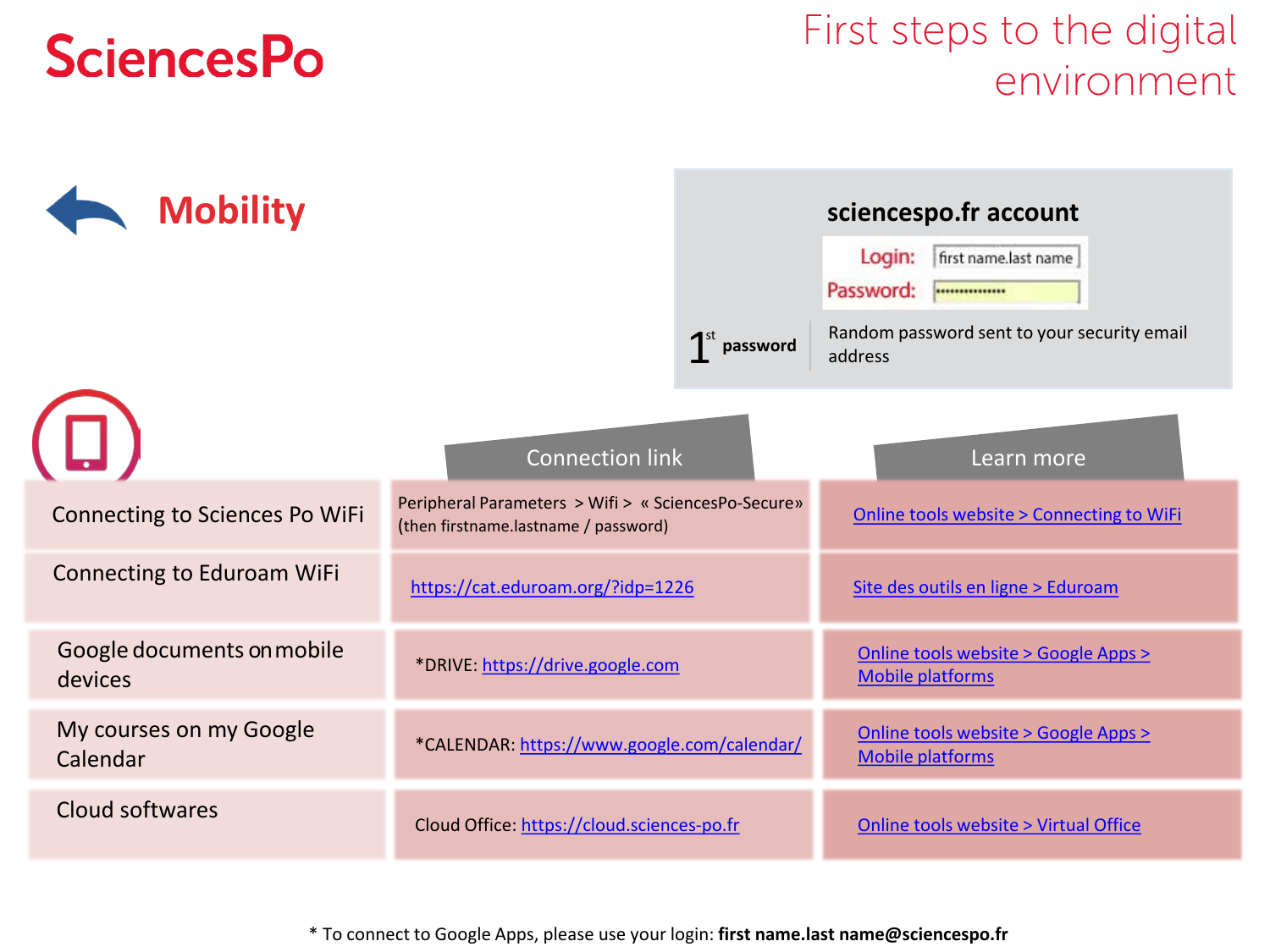# First steps to the digital environment

## Mobility

### sciencespo.fr account

Login: first name.last name

Password:

1[st] password — Random password sent to your security email address

| | Connection link | Learn more |
|---|---|---|
| Connecting to Sciences Po WiFi | Peripheral Parameters > Wifi > « SciencesPo-Secure» (then firstname.lastname / password) | Online tools website > Connecting to WiFi |
| Connecting to Eduroam WiFi | https://cat.eduroam.org/?idp=1226 | Site des outils en ligne > Eduroam |
| Google documents on mobile devices | *DRIVE: https://drive.google.com | Online tools website > Google Apps > Mobile platforms |
| My courses on my Google Calendar | *CALENDAR: https://www.google.com/calendar/ | Online tools website > Google Apps > Mobile platforms |
| Cloud softwares | Cloud Office: https://cloud.sciences-po.fr | Online tools website > Virtual Office |

* To connect to Google Apps, please use your login: **first name.last name@sciencespo.fr**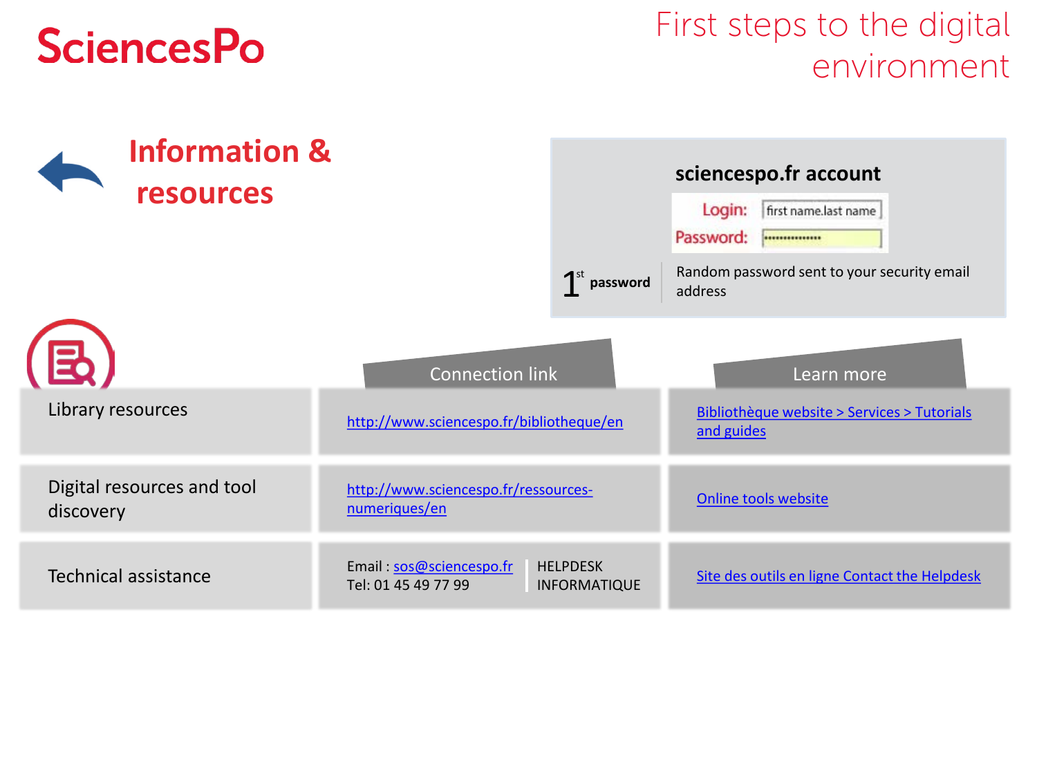# SciencesPo

## First steps to the digital environment

## Information & resources

### sciencespo.fr account

Login: first name.last name
Password:

**1st password** | Random password sent to your security email address

| | Connection link | Learn more |
|---|---|---|
| Library resources | http://www.sciencespo.fr/bibliotheque/en | Bibliothèque website > Services > Tutorials and guides |
| Digital resources and tool discovery | http://www.sciencespo.fr/ressources-numeriques/en | Online tools website |
| Technical assistance | Email : sos@sciencespo.fr Tel: 01 45 49 77 99 — HELPDESK INFORMATIQUE | Site des outils en ligne Contact the Helpdesk |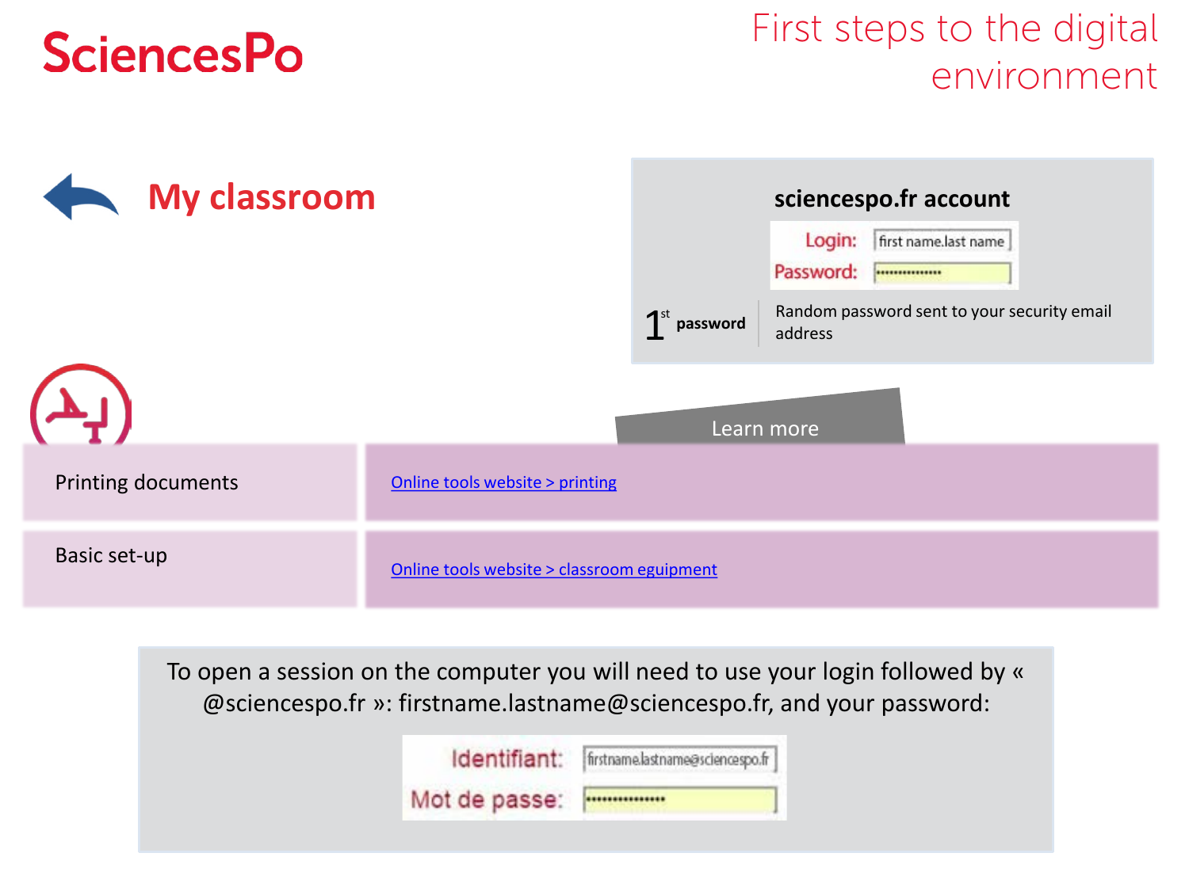# First steps to the digital environment

## My classroom

**sciencespo.fr account**

Login: first name.last name
Password: ••••••••••••••

**1st password** | Random password sent to your security email address

Learn more

| | |
|---|---|
| Printing documents | Online tools website > printing |
| Basic set-up | Online tools website > classroom eguipment |

To open a session on the computer you will need to use your login followed by « @sciencespo.fr »: firstname.lastname@sciencespo.fr, and your password:

Identifiant: firstname.lastname@sciencespo.fr
Mot de passe: ••••••••••••••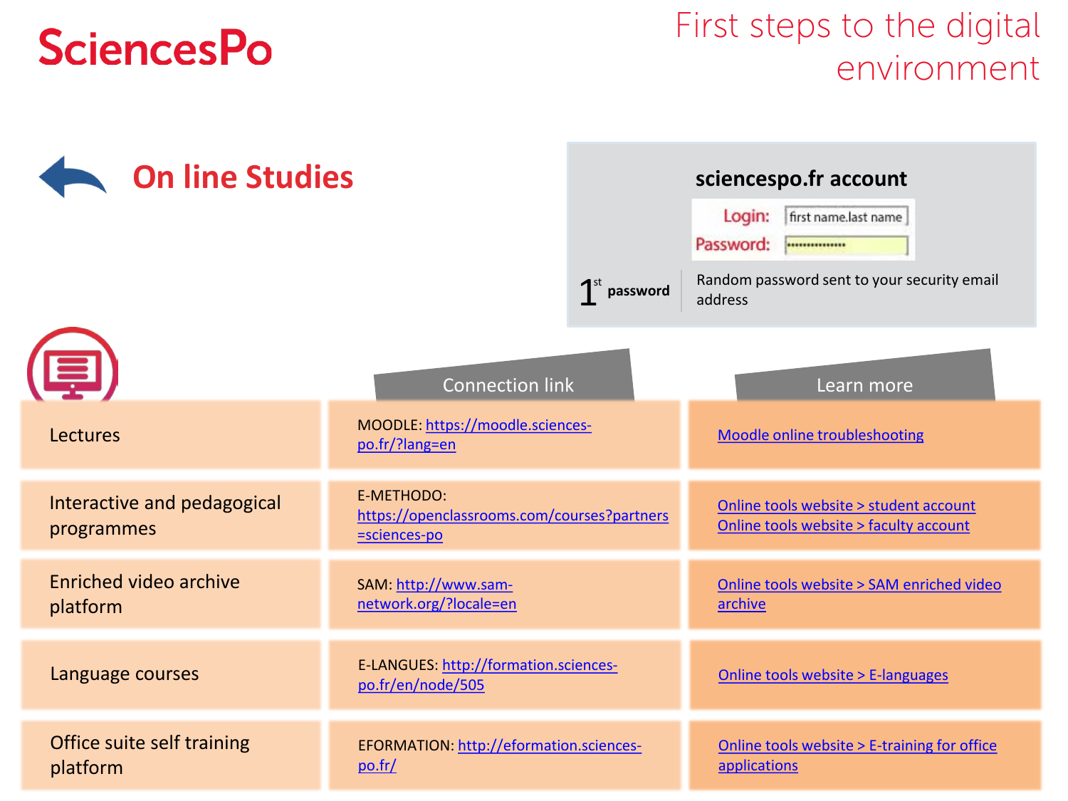# First steps to the digital environment

## On line Studies

**sciencespo.fr account**

Login: first name.last name
Password:

1st **password** — Random password sent to your security email address

| | Connection link | Learn more |
|---|---|---|
| Lectures | MOODLE: https://moodle.sciences-po.fr/?lang=en | Moodle online troubleshooting |
| Interactive and pedagogical programmes | E-METHODO: https://openclassrooms.com/courses?partners=sciences-po | Online tools website > student account<br>Online tools website > faculty account |
| Enriched video archive platform | SAM: http://www.sam-network.org/?locale=en | Online tools website > SAM enriched video archive |
| Language courses | E-LANGUES: http://formation.sciences-po.fr/en/node/505 | Online tools website > E-languages |
| Office suite self training platform | EFORMATION: http://eformation.sciences-po.fr/ | Online tools website > E-training for office applications |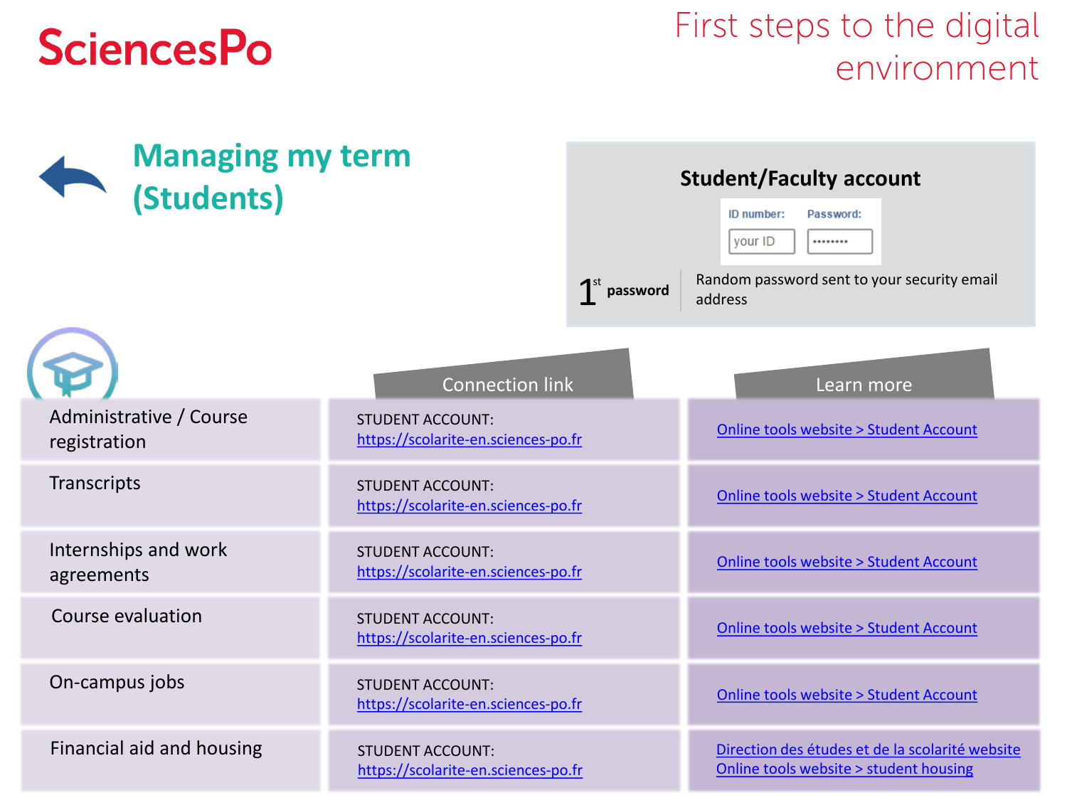# First steps to the digital environment

## Managing my term (Students)

### Student/Faculty account

ID number: your ID | Password: ••••••••

**1st password** — Random password sent to your security email address

| | Connection link | Learn more |
|---|---|---|
| Administrative / Course registration | STUDENT ACCOUNT: https://scolarite-en.sciences-po.fr | Online tools website > Student Account |
| Transcripts | STUDENT ACCOUNT: https://scolarite-en.sciences-po.fr | Online tools website > Student Account |
| Internships and work agreements | STUDENT ACCOUNT: https://scolarite-en.sciences-po.fr | Online tools website > Student Account |
| Course evaluation | STUDENT ACCOUNT: https://scolarite-en.sciences-po.fr | Online tools website > Student Account |
| On-campus jobs | STUDENT ACCOUNT: https://scolarite-en.sciences-po.fr | Online tools website > Student Account |
| Financial aid and housing | STUDENT ACCOUNT: https://scolarite-en.sciences-po.fr | Direction des études et de la scolarité website<br>Online tools website > student housing |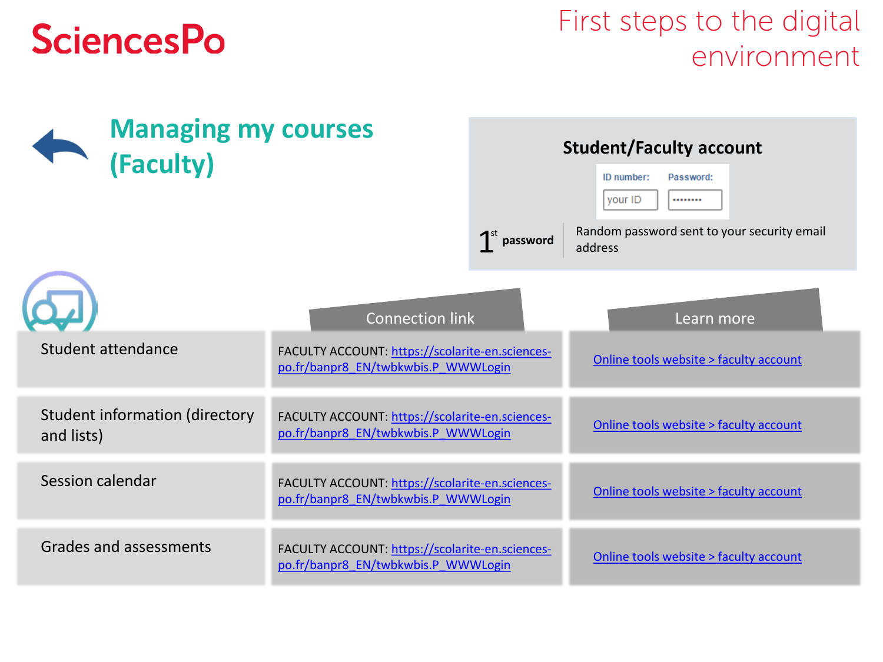SciencesPo

# First steps to the digital environment

## Managing my courses (Faculty)

### Student/Faculty account

ID number: your ID
Password: ••••••••

**1st password** | Random password sent to your security email address

| | Connection link | Learn more |
|---|---|---|
| Student attendance | FACULTY ACCOUNT: https://scolarite-en.sciences-po.fr/banpr8_EN/twbkwbis.P_WWWLogin | Online tools website > faculty account |
| Student information (directory and lists) | FACULTY ACCOUNT: https://scolarite-en.sciences-po.fr/banpr8_EN/twbkwbis.P_WWWLogin | Online tools website > faculty account |
| Session calendar | FACULTY ACCOUNT: https://scolarite-en.sciences-po.fr/banpr8_EN/twbkwbis.P_WWWLogin | Online tools website > faculty account |
| Grades and assessments | FACULTY ACCOUNT: https://scolarite-en.sciences-po.fr/banpr8_EN/twbkwbis.P_WWWLogin | Online tools website > faculty account |